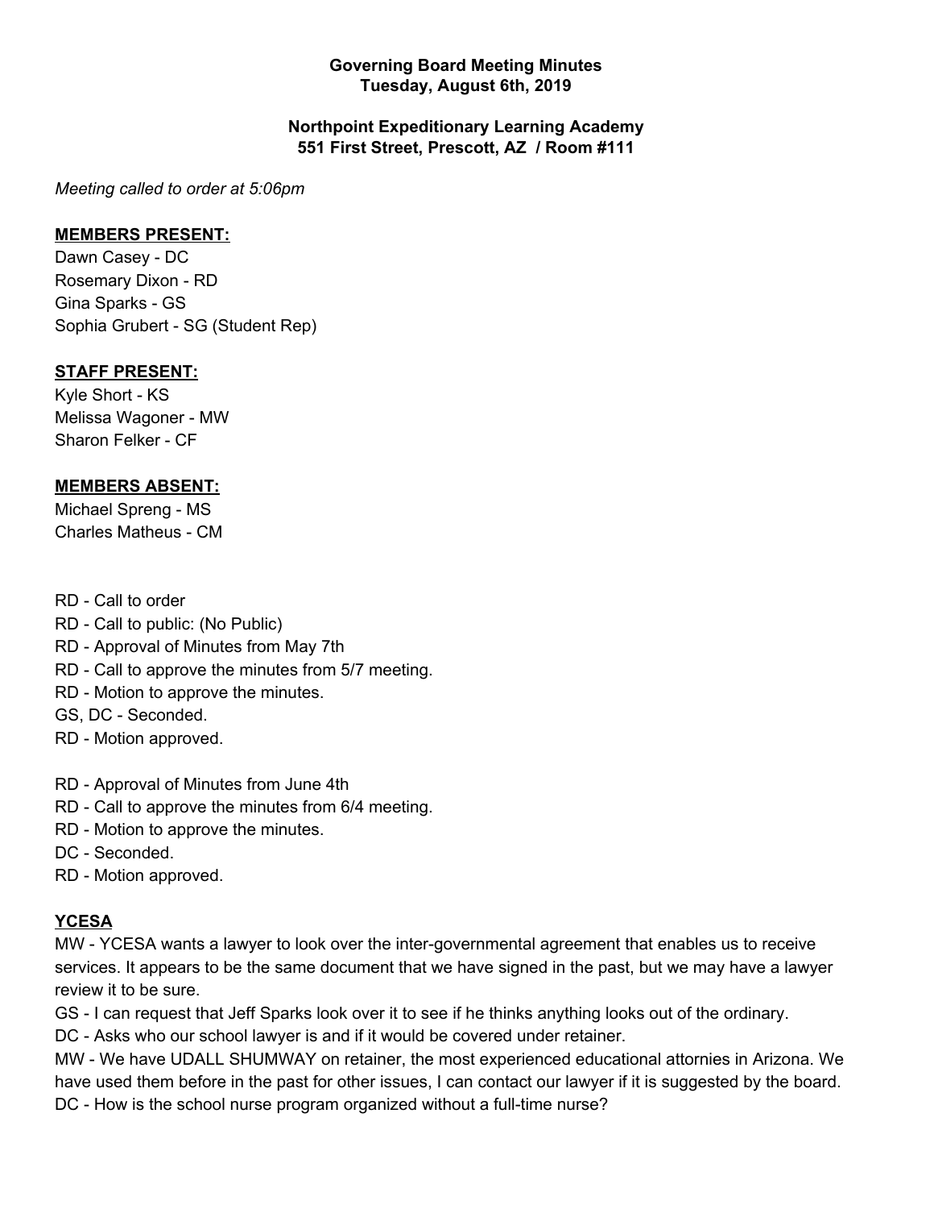**Governing Board Meeting Minutes**
**Tuesday, August 6th, 2019**

**Northpoint Expeditionary Learning Academy**
**551 First Street, Prescott, AZ / Room #111**

*Meeting called to order at 5:06pm*

**MEMBERS PRESENT:**

Dawn Casey - DC
Rosemary Dixon - RD
Gina Sparks - GS
Sophia Grubert - SG (Student Rep)

**STAFF PRESENT:**

Kyle Short - KS
Melissa Wagoner - MW
Sharon Felker - CF

**MEMBERS ABSENT:**

Michael Spreng - MS
Charles Matheus - CM

RD - Call to order
RD - Call to public: (No Public)
RD - Approval of Minutes from May 7th
RD - Call to approve the minutes from 5/7 meeting.
RD - Motion to approve the minutes.
GS, DC - Seconded.
RD - Motion approved.

RD - Approval of Minutes from June 4th
RD - Call to approve the minutes from 6/4 meeting.
RD - Motion to approve the minutes.
DC - Seconded.
RD - Motion approved.

**YCESA**

MW - YCESA wants a lawyer to look over the inter-governmental agreement that enables us to receive services. It appears to be the same document that we have signed in the past, but we may have a lawyer review it to be sure.
GS - I can request that Jeff Sparks look over it to see if he thinks anything looks out of the ordinary.
DC - Asks who our school lawyer is and if it would be covered under retainer.
MW - We have UDALL SHUMWAY on retainer, the most experienced educational attornies in Arizona. We have used them before in the past for other issues, I can contact our lawyer if it is suggested by the board.
DC - How is the school nurse program organized without a full-time nurse?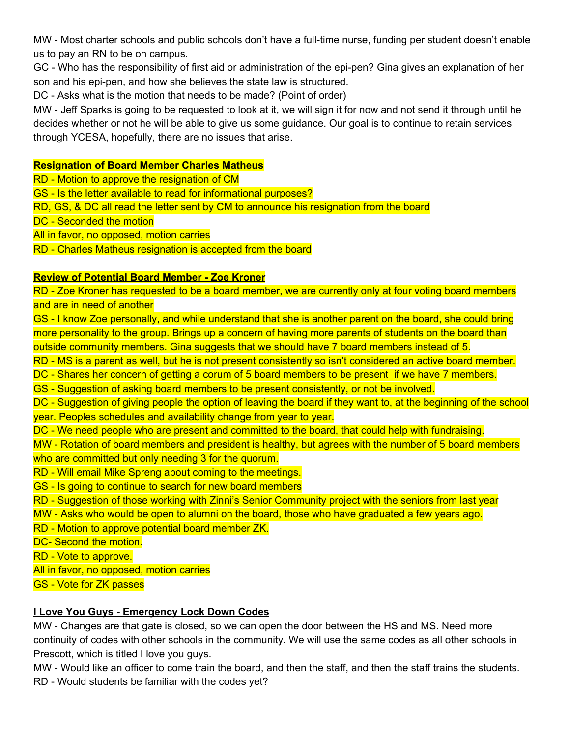MW - Most charter schools and public schools don't have a full-time nurse, funding per student doesn't enable us to pay an RN to be on campus.

GC - Who has the responsibility of first aid or administration of the epi-pen? Gina gives an explanation of her son and his epi-pen, and how she believes the state law is structured.

DC - Asks what is the motion that needs to be made? (Point of order)

MW - Jeff Sparks is going to be requested to look at it, we will sign it for now and not send it through until he decides whether or not he will be able to give us some guidance. Our goal is to continue to retain services through YCESA, hopefully, there are no issues that arise.

**Resignation of Board Member Charles Matheus**

RD - Motion to approve the resignation of CM

GS - Is the letter available to read for informational purposes?

RD, GS, & DC all read the letter sent by CM to announce his resignation from the board

DC - Seconded the motion

All in favor, no opposed, motion carries

RD - Charles Matheus resignation is accepted from the board

**Review of Potential Board Member - Zoe Kroner**

RD - Zoe Kroner has requested to be a board member, we are currently only at four voting board members and are in need of another

GS - I know Zoe personally, and while understand that she is another parent on the board, she could bring more personality to the group. Brings up a concern of having more parents of students on the board than outside community members. Gina suggests that we should have 7 board members instead of 5.

RD - MS is a parent as well, but he is not present consistently so isn't considered an active board member.

DC - Shares her concern of getting a corum of 5 board members to be present if we have 7 members.

GS - Suggestion of asking board members to be present consistently, or not be involved.

DC - Suggestion of giving people the option of leaving the board if they want to, at the beginning of the school year. Peoples schedules and availability change from year to year.

DC - We need people who are present and committed to the board, that could help with fundraising.

MW - Rotation of board members and president is healthy, but agrees with the number of 5 board members who are committed but only needing 3 for the quorum.

RD - Will email Mike Spreng about coming to the meetings.

GS - Is going to continue to search for new board members

RD - Suggestion of those working with Zinni's Senior Community project with the seniors from last year

MW - Asks who would be open to alumni on the board, those who have graduated a few years ago.

RD - Motion to approve potential board member ZK.

DC- Second the motion.

RD - Vote to approve.

All in favor, no opposed, motion carries

GS - Vote for ZK passes

**I Love You Guys - Emergency Lock Down Codes**

MW - Changes are that gate is closed, so we can open the door between the HS and MS. Need more continuity of codes with other schools in the community. We will use the same codes as all other schools in Prescott, which is titled I love you guys.

MW - Would like an officer to come train the board, and then the staff, and then the staff trains the students.

RD - Would students be familiar with the codes yet?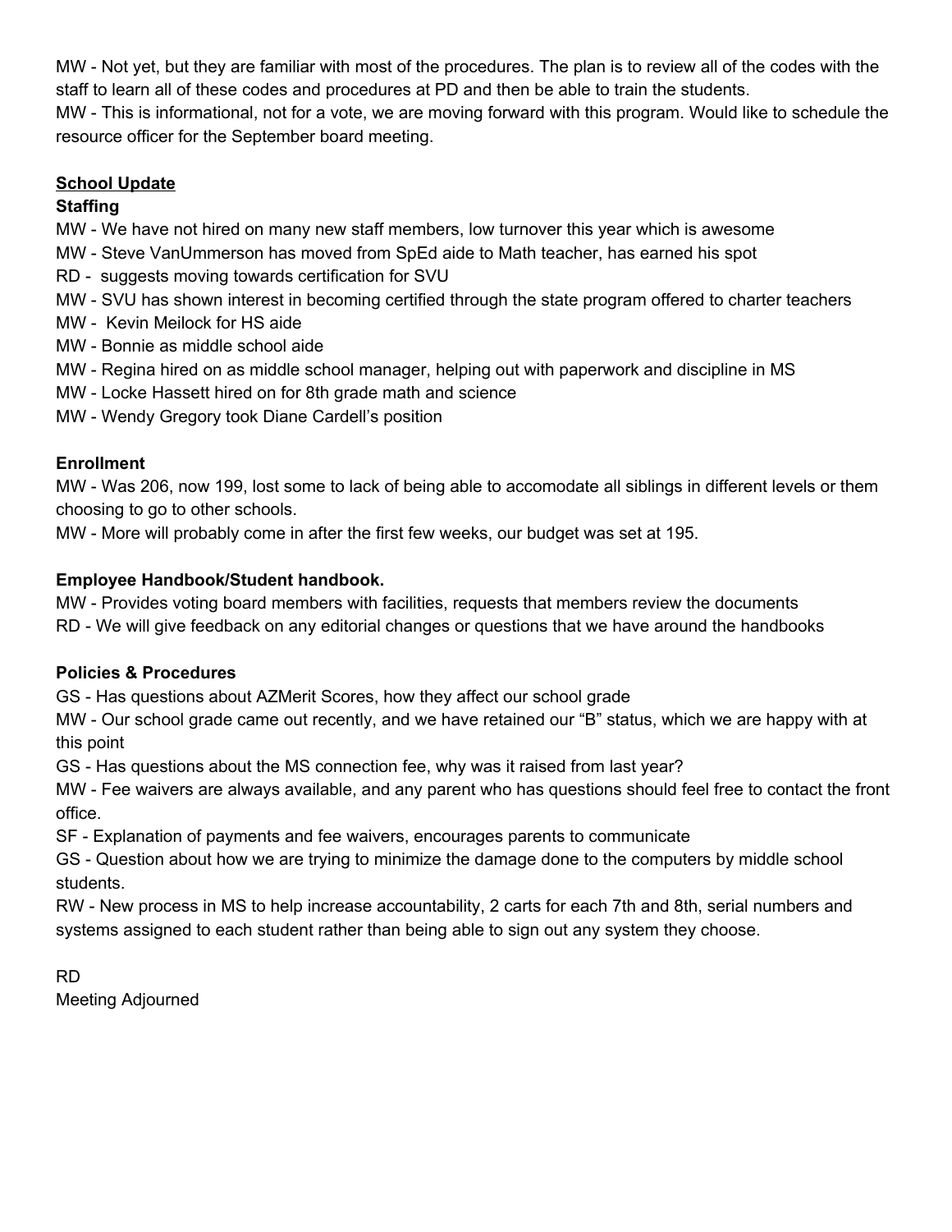MW - Not yet, but they are familiar with most of the procedures. The plan is to review all of the codes with the staff to learn all of these codes and procedures at PD and then be able to train the students.
MW - This is informational, not for a vote, we are moving forward with this program. Would like to schedule the resource officer for the September board meeting.

## School Update

### Staffing

MW - We have not hired on many new staff members, low turnover this year which is awesome
MW - Steve VanUmmerson has moved from SpEd aide to Math teacher, has earned his spot
RD - suggests moving towards certification for SVU
MW - SVU has shown interest in becoming certified through the state program offered to charter teachers
MW - Kevin Meilock for HS aide
MW - Bonnie as middle school aide
MW - Regina hired on as middle school manager, helping out with paperwork and discipline in MS
MW - Locke Hassett hired on for 8th grade math and science
MW - Wendy Gregory took Diane Cardell's position

### Enrollment

MW - Was 206, now 199, lost some to lack of being able to accomodate all siblings in different levels or them choosing to go to other schools.
MW - More will probably come in after the first few weeks, our budget was set at 195.

### Employee Handbook/Student handbook.

MW - Provides voting board members with facilities, requests that members review the documents
RD - We will give feedback on any editorial changes or questions that we have around the handbooks

### Policies & Procedures

GS - Has questions about AZMerit Scores, how they affect our school grade
MW - Our school grade came out recently, and we have retained our "B" status, which we are happy with at this point
GS - Has questions about the MS connection fee, why was it raised from last year?
MW - Fee waivers are always available, and any parent who has questions should feel free to contact the front office.
SF - Explanation of payments and fee waivers, encourages parents to communicate
GS - Question about how we are trying to minimize the damage done to the computers by middle school students.
RW - New process in MS to help increase accountability, 2 carts for each 7th and 8th, serial numbers and systems assigned to each student rather than being able to sign out any system they choose.

RD
Meeting Adjourned